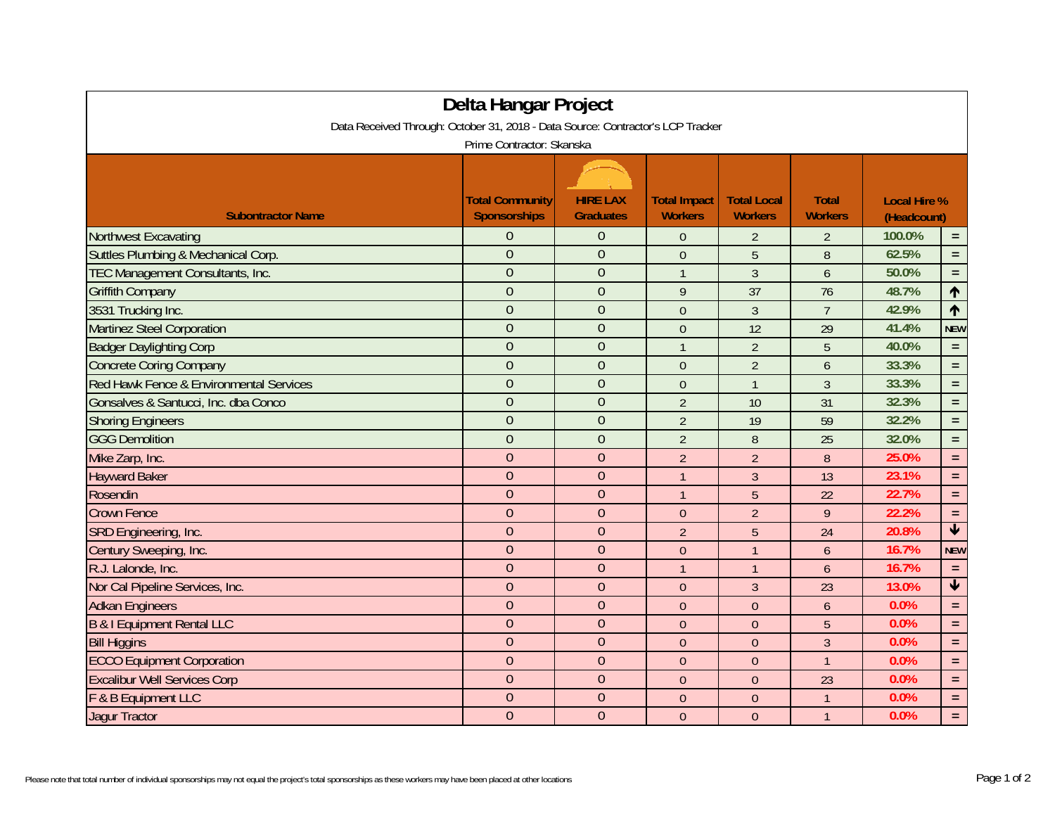# Delta Hangar Project

Data Received Through: October 31, 2018 - Data Source: Contractor's LCP Tracker

Prime Contractor: Skanska

| Subontractor Name | Total Community Sponsorships | HIRE LAX Graduates | Total Impact Workers | Total Local Workers | Total Workers | Local Hire % (Headcount) | |
|---|---|---|---|---|---|---|---|
| Northwest Excavating | 0 | 0 | 0 | 2 | 2 | 100.0% | = |
| Suttles Plumbing & Mechanical Corp. | 0 | 0 | 0 | 5 | 8 | 62.5% | = |
| TEC Management Consultants, Inc. | 0 | 0 | 1 | 3 | 6 | 50.0% | = |
| Griffith Company | 0 | 0 | 9 | 37 | 76 | 48.7% | ↑ |
| 3531 Trucking Inc. | 0 | 0 | 0 | 3 | 7 | 42.9% | ↑ |
| Martinez Steel Corporation | 0 | 0 | 0 | 12 | 29 | 41.4% | NEW |
| Badger Daylighting Corp | 0 | 0 | 1 | 2 | 5 | 40.0% | = |
| Concrete Coring Company | 0 | 0 | 0 | 2 | 6 | 33.3% | = |
| Red Hawk Fence & Environmental Services | 0 | 0 | 0 | 1 | 3 | 33.3% | = |
| Gonsalves & Santucci, Inc. dba Conco | 0 | 0 | 2 | 10 | 31 | 32.3% | = |
| Shoring Engineers | 0 | 0 | 2 | 19 | 59 | 32.2% | = |
| GGG Demolition | 0 | 0 | 2 | 8 | 25 | 32.0% | = |
| Mike Zarp, Inc. | 0 | 0 | 2 | 2 | 8 | 25.0% | = |
| Hayward Baker | 0 | 0 | 1 | 3 | 13 | 23.1% | = |
| Rosendin | 0 | 0 | 1 | 5 | 22 | 22.7% | = |
| Crown Fence | 0 | 0 | 0 | 2 | 9 | 22.2% | = |
| SRD Engineering, Inc. | 0 | 0 | 2 | 5 | 24 | 20.8% | ↓ |
| Century Sweeping, Inc. | 0 | 0 | 0 | 1 | 6 | 16.7% | NEW |
| R.J. Lalonde, Inc. | 0 | 0 | 1 | 1 | 6 | 16.7% | = |
| Nor Cal Pipeline Services, Inc. | 0 | 0 | 0 | 3 | 23 | 13.0% | ↓ |
| Adkan Engineers | 0 | 0 | 0 | 0 | 6 | 0.0% | = |
| B & I Equipment Rental LLC | 0 | 0 | 0 | 0 | 5 | 0.0% | = |
| Bill Higgins | 0 | 0 | 0 | 0 | 3 | 0.0% | = |
| ECCO Equipment Corporation | 0 | 0 | 0 | 0 | 1 | 0.0% | = |
| Excalibur Well Services Corp | 0 | 0 | 0 | 0 | 23 | 0.0% | = |
| F & B Equipment LLC | 0 | 0 | 0 | 0 | 1 | 0.0% | = |
| Jagur Tractor | 0 | 0 | 0 | 0 | 1 | 0.0% | = |

Please note that total number of individual sponsorships may not equal the project's total sponsorships as these workers may have been placed at other locations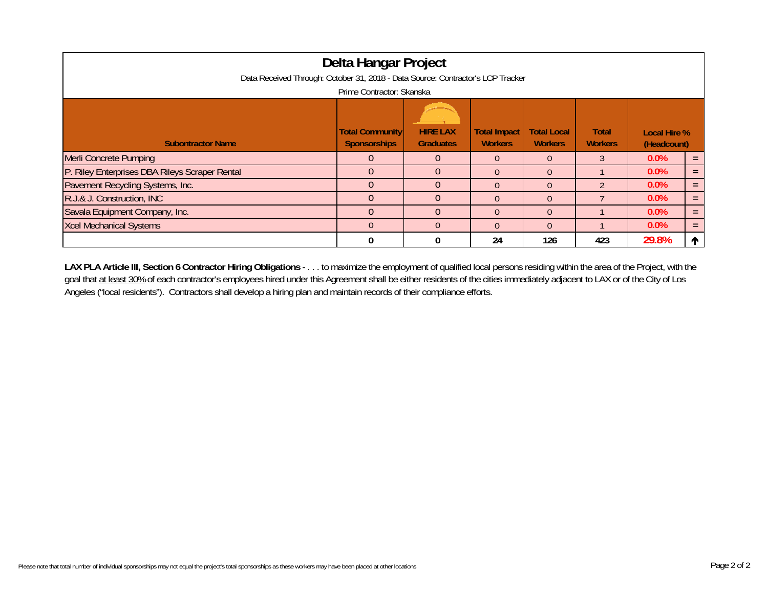# Delta Hangar Project

Data Received Through: October 31, 2018 - Data Source: Contractor's LCP Tracker

Prime Contractor: Skanska

| Subontractor Name | Total Community Sponsorships | HIRE LAX Graduates | Total Impact Workers | Total Local Workers | Total Workers | Local Hire % (Headcount) | |
|---|---|---|---|---|---|---|---|
| Merli Concrete Pumping | 0 | 0 | 0 | 0 | 3 | 0.0% | = |
| P. Riley Enterprises DBA Rileys Scraper Rental | 0 | 0 | 0 | 0 | 1 | 0.0% | = |
| Pavement Recycling Systems, Inc. | 0 | 0 | 0 | 0 | 2 | 0.0% | = |
| R.J.& J. Construction, INC | 0 | 0 | 0 | 0 | 7 | 0.0% | = |
| Savala Equipment Company, Inc. | 0 | 0 | 0 | 0 | 1 | 0.0% | = |
| Xcel Mechanical Systems | 0 | 0 | 0 | 0 | 1 | 0.0% | = |
| | **0** | **0** | **24** | **126** | **423** | **29.8%** | ↑ |

**LAX PLA Article III, Section 6 Contractor Hiring Obligations** - . . . to maximize the employment of qualified local persons residing within the area of the Project, with the goal that at least 30% of each contractor's employees hired under this Agreement shall be either residents of the cities immediately adjacent to LAX or of the City of Los Angeles ("local residents"). Contractors shall develop a hiring plan and maintain records of their compliance efforts.

Please note that total number of individual sponsorships may not equal the project's total sponsorships as these workers may have been placed at other locations